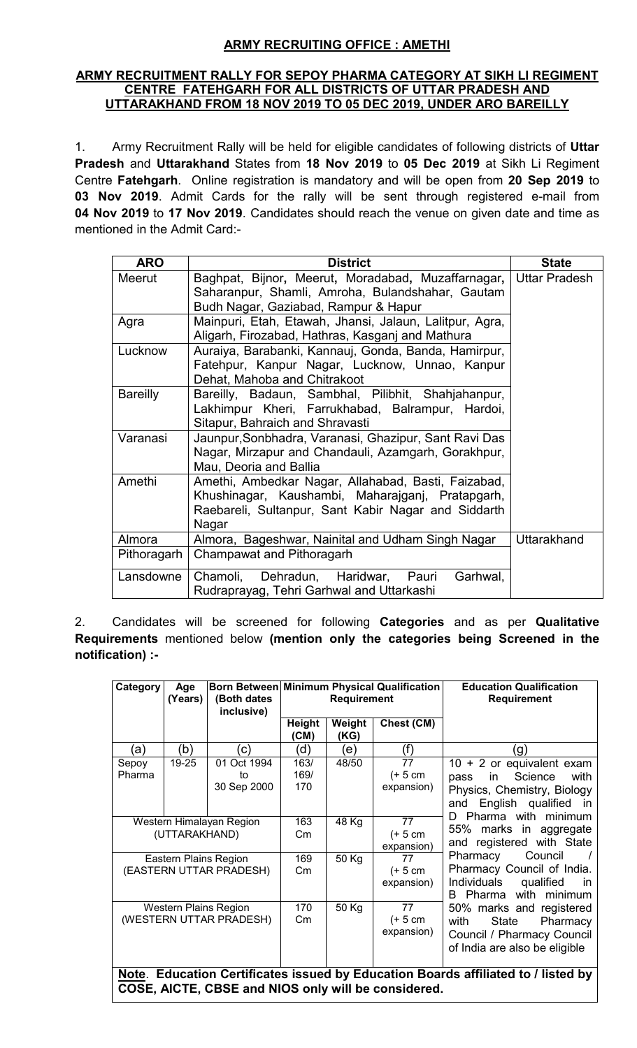## ARMY RECRUITING OFFICE : AMETHI

### ARMY RECRUITMENT RALLY FOR SEPOY PHARMA CATEGORY AT SIKH LI REGIMENT CENTRE FATEHGARH FOR ALL DISTRICTS OF UTTAR PRADESH AND UTTARAKHAND FROM 18 NOV 2019 TO 05 DEC 2019, UNDER ARO BAREILLY

1. Army Recruitment Rally will be held for eligible candidates of following districts of **Uttar Pradesh** and **Uttarakhand** States from **18 Nov 2019** to **05 Dec 2019** at Sikh Li Regiment Centre **Fatehgarh**. Online registration is mandatory and will be open from **20 Sep 2019** to **03 Nov 2019**. Admit Cards for the rally will be sent through registered e-mail from **04 Nov 2019** to **17 Nov 2019**. Candidates should reach the venue on given date and time as mentioned in the Admit Card:-

| ARO | District | State |
|---|---|---|
| Meerut | Baghpat, Bijnor, Meerut, Moradabad, Muzaffarnagar, Saharanpur, Shamli, Amroha, Bulandshahar, Gautam Budh Nagar, Gaziabad, Rampur & Hapur | Uttar Pradesh |
| Agra | Mainpuri, Etah, Etawah, Jhansi, Jalaun, Lalitpur, Agra, Aligarh, Firozabad, Hathras, Kasganj and Mathura | |
| Lucknow | Auraiya, Barabanki, Kannauj, Gonda, Banda, Hamirpur, Fatehpur, Kanpur Nagar, Lucknow, Unnao, Kanpur Dehat, Mahoba and Chitrakoot | |
| Bareilly | Bareilly, Badaun, Sambhal, Pilibhit, Shahjahanpur, Lakhimpur Kheri, Farrukhabad, Balrampur, Hardoi, Sitapur, Bahraich and Shravasti | |
| Varanasi | Jaunpur,Sonbhadra, Varanasi, Ghazipur, Sant Ravi Das Nagar, Mirzapur and Chandauli, Azamgarh, Gorakhpur, Mau, Deoria and Ballia | |
| Amethi | Amethi, Ambedkar Nagar, Allahabad, Basti, Faizabad, Khushinagar, Kaushambi, Maharajganj, Pratapgarh, Raebareli, Sultanpur, Sant Kabir Nagar and Siddarth Nagar | |
| Almora | Almora, Bageshwar, Nainital and Udham Singh Nagar | Uttarakhand |
| Pithoragarh | Champawat and Pithoragarh | |
| Lansdowne | Chamoli, Dehradun, Haridwar, Pauri Garhwal, Rudraprayag, Tehri Garhwal and Uttarkashi | |

2. Candidates will be screened for following **Categories** and as per **Qualitative Requirements** mentioned below **(mention only the categories being Screened in the notification) :-**

| Category | Age (Years) | Born Between (Both dates inclusive) | Minimum Physical Qualification Requirement | | | Education Qualification Requirement |
|---|---|---|---|---|---|---|
| | | | Height (CM) | Weight (KG) | Chest (CM) | |
| (a) | (b) | (c) | (d) | (e) | (f) | (g) |
| Sepoy Pharma | 19-25 | 01 Oct 1994 to 30 Sep 2000 | 163/ 169/ 170 | 48/50 | 77 (+ 5 cm expansion) | 10 + 2 or equivalent exam pass in Science with Physics, Chemistry, Biology and English qualified in D Pharma with minimum 55% marks in aggregate and registered with State Pharmacy Council / Pharmacy Council of India. Individuals qualified in B Pharma with minimum 50% marks and registered with State Pharmacy Council / Pharmacy Council of India are also be eligible |
| Western Himalayan Region (UTTARAKHAND) | | | 163 Cm | 48 Kg | 77 (+ 5 cm expansion) | |
| Eastern Plains Region (EASTERN UTTAR PRADESH) | | | 169 Cm | 50 Kg | 77 (+ 5 cm expansion) | |
| Western Plains Region (WESTERN UTTAR PRADESH) | | | 170 Cm | 50 Kg | 77 (+ 5 cm expansion) | |

**Note. Education Certificates issued by Education Boards affiliated to / listed by COSE, AICTE, CBSE and NIOS only will be considered.**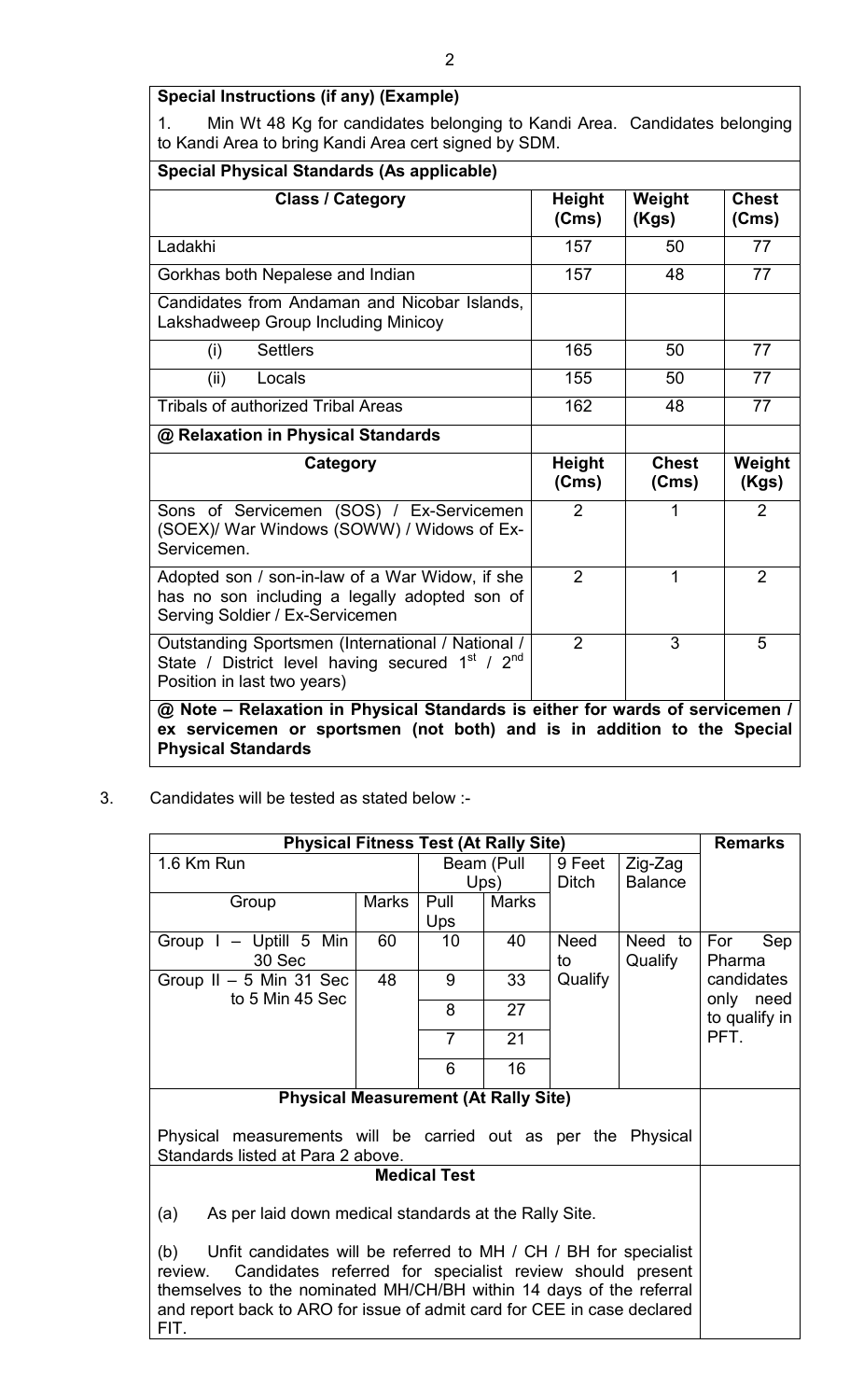**Special Instructions (if any) (Example)**

1. Min Wt 48 Kg for candidates belonging to Kandi Area. Candidates belonging to Kandi Area to bring Kandi Area cert signed by SDM.

**Special Physical Standards (As applicable)**

| Class / Category | Height (Cms) | Weight (Kgs) | Chest (Cms) |
|---|---|---|---|
| Ladakhi | 157 | 50 | 77 |
| Gorkhas both Nepalese and Indian | 157 | 48 | 77 |
| Candidates from Andaman and Nicobar Islands, Lakshadweep Group Including Minicoy | | | |
| (i) Settlers | 165 | 50 | 77 |
| (ii) Locals | 155 | 50 | 77 |
| Tribals of authorized Tribal Areas | 162 | 48 | 77 |

**@ Relaxation in Physical Standards**

| Category | Height (Cms) | Chest (Cms) | Weight (Kgs) |
|---|---|---|---|
| Sons of Servicemen (SOS) / Ex-Servicemen (SOEX)/ War Windows (SOWW) / Widows of Ex-Servicemen. | 2 | 1 | 2 |
| Adopted son / son-in-law of a War Widow, if she has no son including a legally adopted son of Serving Soldier / Ex-Servicemen | 2 | 1 | 2 |
| Outstanding Sportsmen (International / National / State / District level having secured 1st / 2nd Position in last two years) | 2 | 3 | 5 |

**@ Note – Relaxation in Physical Standards is either for wards of servicemen / ex servicemen or sportsmen (not both) and is in addition to the Special Physical Standards**

3. Candidates will be tested as stated below :-

| Physical Fitness Test (At Rally Site) | | | | | | Remarks |
|---|---|---|---|---|---|---|
| 1.6 Km Run | | Beam (Pull Ups) | | 9 Feet Ditch | Zig-Zag Balance | |
| Group | Marks | Pull Ups | Marks | | | |
| Group I – Uptill 5 Min 30 Sec | 60 | 10 | 40 | Need to Qualify | Need to Qualify | For Sep Pharma candidates only need to qualify in PFT. |
| Group II – 5 Min 31 Sec to 5 Min 45 Sec | 48 | 9 | 33 | | | |
| | | 8 | 27 | | | |
| | | 7 | 21 | | | |
| | | 6 | 16 | | | |

**Physical Measurement (At Rally Site)**

Physical measurements will be carried out as per the Physical Standards listed at Para 2 above.

**Medical Test**

(a) As per laid down medical standards at the Rally Site.

(b) Unfit candidates will be referred to MH / CH / BH for specialist review. Candidates referred for specialist review should present themselves to the nominated MH/CH/BH within 14 days of the referral and report back to ARO for issue of admit card for CEE in case declared FIT.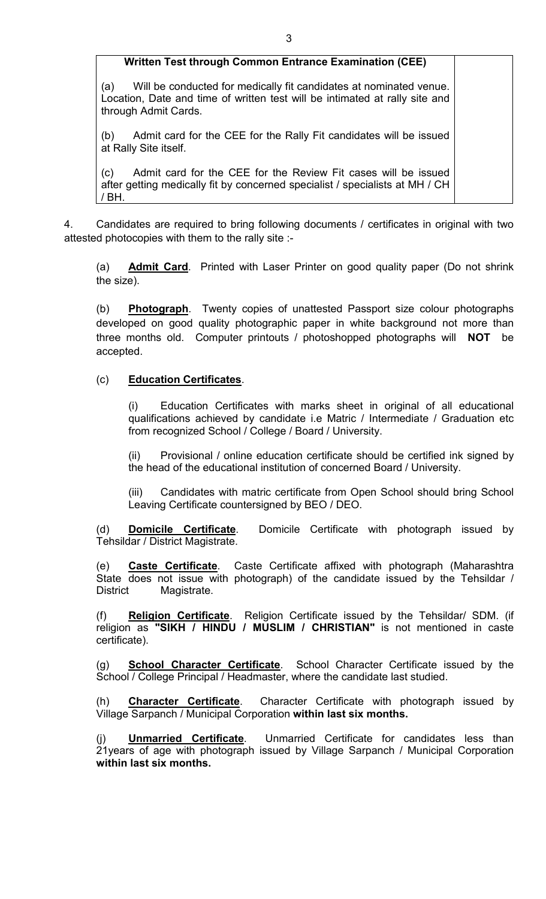| Written Test through Common Entrance Examination (CEE) | |
|---|---|
| (a) Will be conducted for medically fit candidates at nominated venue. Location, Date and time of written test will be intimated at rally site and through Admit Cards.<br><br>(b) Admit card for the CEE for the Rally Fit candidates will be issued at Rally Site itself.<br><br>(c) Admit card for the CEE for the Review Fit cases will be issued after getting medically fit by concerned specialist / specialists at MH / CH / BH. | |

4. Candidates are required to bring following documents / certificates in original with two attested photocopies with them to the rally site :-

(a) **Admit Card**. Printed with Laser Printer on good quality paper (Do not shrink the size).

(b) **Photograph**. Twenty copies of unattested Passport size colour photographs developed on good quality photographic paper in white background not more than three months old. Computer printouts / photoshopped photographs will **NOT** be accepted.

(c) **Education Certificates**.

(i) Education Certificates with marks sheet in original of all educational qualifications achieved by candidate i.e Matric / Intermediate / Graduation etc from recognized School / College / Board / University.

(ii) Provisional / online education certificate should be certified ink signed by the head of the educational institution of concerned Board / University.

(iii) Candidates with matric certificate from Open School should bring School Leaving Certificate countersigned by BEO / DEO.

(d) **Domicile Certificate**. Domicile Certificate with photograph issued by Tehsildar / District Magistrate.

(e) **Caste Certificate**. Caste Certificate affixed with photograph (Maharashtra State does not issue with photograph) of the candidate issued by the Tehsildar / District Magistrate.

(f) **Religion Certificate**. Religion Certificate issued by the Tehsildar/ SDM. (if religion as **"SIKH / HINDU / MUSLIM / CHRISTIAN"** is not mentioned in caste certificate).

(g) **School Character Certificate**. School Character Certificate issued by the School / College Principal / Headmaster, where the candidate last studied.

(h) **Character Certificate**. Character Certificate with photograph issued by Village Sarpanch / Municipal Corporation **within last six months.**

(j) **Unmarried Certificate**. Unmarried Certificate for candidates less than 21years of age with photograph issued by Village Sarpanch / Municipal Corporation **within last six months.**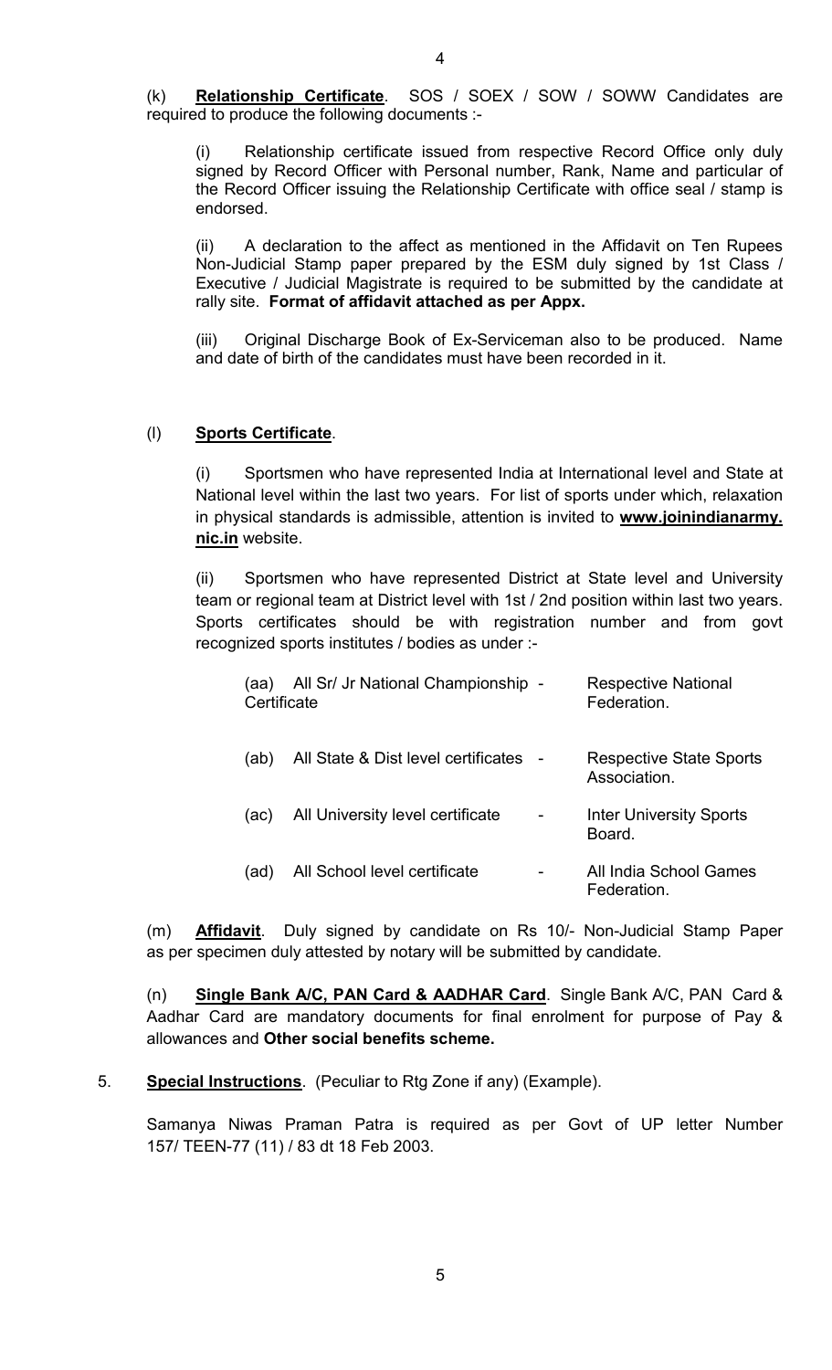(k) **Relationship Certificate**. SOS / SOEX / SOW / SOWW Candidates are required to produce the following documents :-

(i) Relationship certificate issued from respective Record Office only duly signed by Record Officer with Personal number, Rank, Name and particular of the Record Officer issuing the Relationship Certificate with office seal / stamp is endorsed.

(ii) A declaration to the affect as mentioned in the Affidavit on Ten Rupees Non-Judicial Stamp paper prepared by the ESM duly signed by 1st Class / Executive / Judicial Magistrate is required to be submitted by the candidate at rally site. **Format of affidavit attached as per Appx.**

(iii) Original Discharge Book of Ex-Serviceman also to be produced. Name and date of birth of the candidates must have been recorded in it.

(l) **Sports Certificate**.

(i) Sportsmen who have represented India at International level and State at National level within the last two years. For list of sports under which, relaxation in physical standards is admissible, attention is invited to **www.joinindianarmy.nic.in** website.

(ii) Sportsmen who have represented District at State level and University team or regional team at District level with 1st / 2nd position within last two years. Sports certificates should be with registration number and from govt recognized sports institutes / bodies as under :-

| | | | |
|---|---|---|---|
| (aa) | All Sr/ Jr National Championship Certificate | - | Respective National Federation. |
| (ab) | All State & Dist level certificates | - | Respective State Sports Association. |
| (ac) | All University level certificate | - | Inter University Sports Board. |
| (ad) | All School level certificate | - | All India School Games Federation. |

(m) **Affidavit**. Duly signed by candidate on Rs 10/- Non-Judicial Stamp Paper as per specimen duly attested by notary will be submitted by candidate.

(n) **Single Bank A/C, PAN Card & AADHAR Card**. Single Bank A/C, PAN Card & Aadhar Card are mandatory documents for final enrolment for purpose of Pay & allowances and **Other social benefits scheme.**

5. **Special Instructions**. (Peculiar to Rtg Zone if any) (Example).

Samanya Niwas Praman Patra is required as per Govt of UP letter Number 157/ TEEN-77 (11) / 83 dt 18 Feb 2003.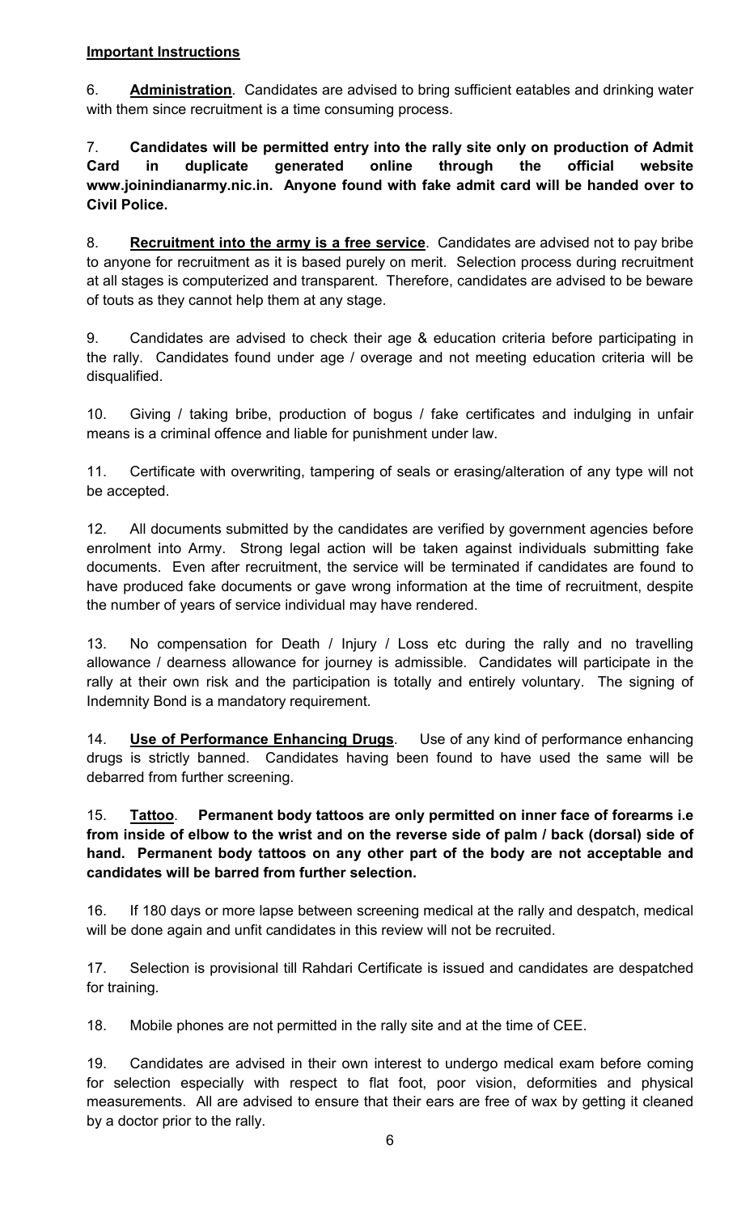**Important Instructions**

6. **Administration**. Candidates are advised to bring sufficient eatables and drinking water with them since recruitment is a time consuming process.

7. **Candidates will be permitted entry into the rally site only on production of Admit Card in duplicate generated online through the official website www.joinindianarmy.nic.in. Anyone found with fake admit card will be handed over to Civil Police.**

8. **Recruitment into the army is a free service**. Candidates are advised not to pay bribe to anyone for recruitment as it is based purely on merit. Selection process during recruitment at all stages is computerized and transparent. Therefore, candidates are advised to be beware of touts as they cannot help them at any stage.

9. Candidates are advised to check their age & education criteria before participating in the rally. Candidates found under age / overage and not meeting education criteria will be disqualified.

10. Giving / taking bribe, production of bogus / fake certificates and indulging in unfair means is a criminal offence and liable for punishment under law.

11. Certificate with overwriting, tampering of seals or erasing/alteration of any type will not be accepted.

12. All documents submitted by the candidates are verified by government agencies before enrolment into Army. Strong legal action will be taken against individuals submitting fake documents. Even after recruitment, the service will be terminated if candidates are found to have produced fake documents or gave wrong information at the time of recruitment, despite the number of years of service individual may have rendered.

13. No compensation for Death / Injury / Loss etc during the rally and no travelling allowance / dearness allowance for journey is admissible. Candidates will participate in the rally at their own risk and the participation is totally and entirely voluntary. The signing of Indemnity Bond is a mandatory requirement.

14. **Use of Performance Enhancing Drugs**. Use of any kind of performance enhancing drugs is strictly banned. Candidates having been found to have used the same will be debarred from further screening.

15. **Tattoo**. **Permanent body tattoos are only permitted on inner face of forearms i.e from inside of elbow to the wrist and on the reverse side of palm / back (dorsal) side of hand. Permanent body tattoos on any other part of the body are not acceptable and candidates will be barred from further selection.**

16. If 180 days or more lapse between screening medical at the rally and despatch, medical will be done again and unfit candidates in this review will not be recruited.

17. Selection is provisional till Rahdari Certificate is issued and candidates are despatched for training.

18. Mobile phones are not permitted in the rally site and at the time of CEE.

19. Candidates are advised in their own interest to undergo medical exam before coming for selection especially with respect to flat foot, poor vision, deformities and physical measurements. All are advised to ensure that their ears are free of wax by getting it cleaned by a doctor prior to the rally.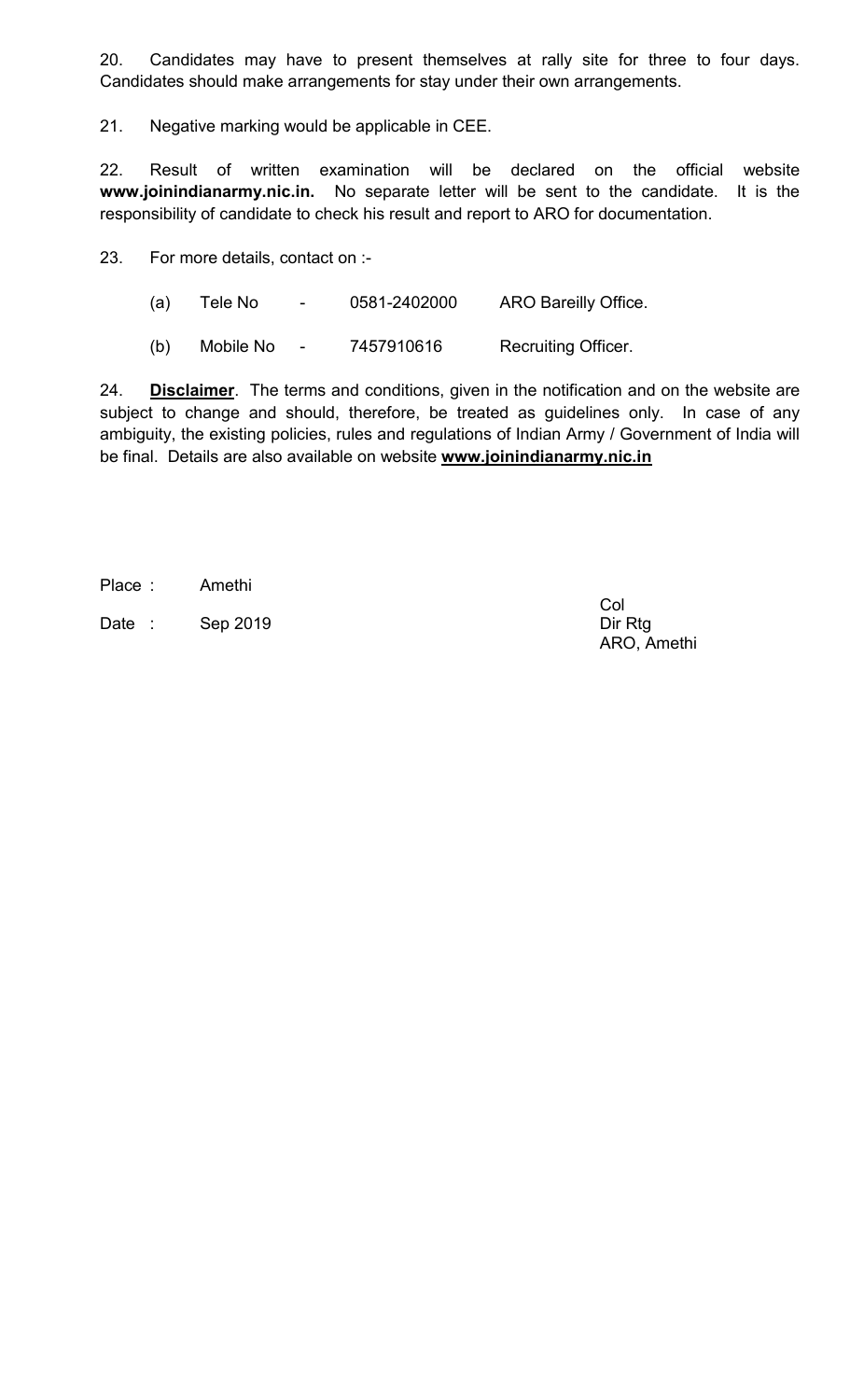20. Candidates may have to present themselves at rally site for three to four days. Candidates should make arrangements for stay under their own arrangements.

21. Negative marking would be applicable in CEE.

22. Result of written examination will be declared on the official website **www.joinindianarmy.nic.in.** No separate letter will be sent to the candidate. It is the responsibility of candidate to check his result and report to ARO for documentation.

23. For more details, contact on :-

(a) Tele No - 0581-2402000 ARO Bareilly Office.

(b) Mobile No - 7457910616 Recruiting Officer.

24. **Disclaimer**. The terms and conditions, given in the notification and on the website are subject to change and should, therefore, be treated as guidelines only. In case of any ambiguity, the existing policies, rules and regulations of Indian Army / Government of India will be final. Details are also available on website **www.joinindianarmy.nic.in**

Place : Amethi

Date : Sep 2019

Col
Dir Rtg
ARO, Amethi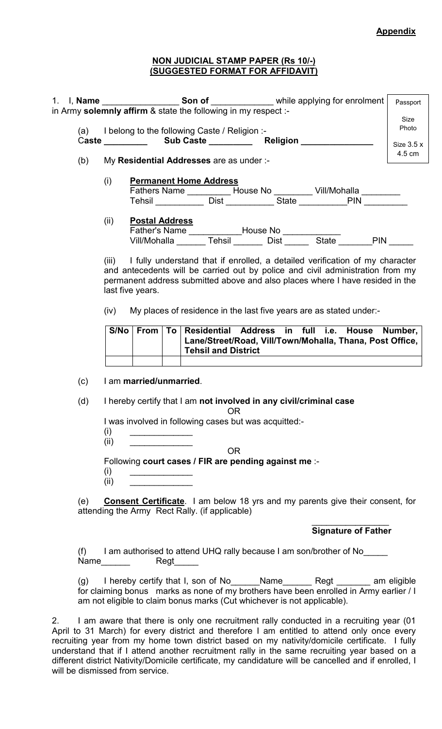**Appendix**

**NON JUDICIAL STAMP PAPER (Rs 10/-)**
**(SUGGESTED FORMAT FOR AFFIDAVIT)**

Passport Size Photo

Size 3.5 x 4.5 cm

1. I, **Name** _______________ **Son of** _____________ while applying for enrolment in Army **solemnly affirm** & state the following in my respect :-

(a) I belong to the following Caste / Religion :-
Caste _________ **Sub Caste** _________ **Religion** _______________

(b) My **Residential Addresses** are as under :-

(i) **Permanent Home Address**
Fathers Name _________ House No ________ Vill/Mohalla ________
Tehsil __________ Dist __________ State __________PIN _________

(ii) **Postal Address**
Father's Name ___________House No ____________
Vill/Mohalla ______ Tehsil ______ Dist _____ State _______PIN _____

(iii) I fully understand that if enrolled, a detailed verification of my character and antecedents will be carried out by police and civil administration from my permanent address submitted above and also places where I have resided in the last five years.

(iv) My places of residence in the last five years are as stated under:-

| S/No | From | To | Residential Address in full i.e. House Number, Lane/Street/Road, Vill/Town/Mohalla, Thana, Post Office, Tehsil and District |
|---|---|---|---|
| | | | |

(c) I am **married/unmarried**.

(d) I hereby certify that I am **not involved in any civil/criminal case**

OR

I was involved in following cases but was acquitted:-

(i) _____________
(ii) _____________

OR

Following **court cases / FIR are pending against me** :-

(i) _____________
(ii) _____________

(e) **Consent Certificate**. I am below 18 yrs and my parents give their consent, for attending the Army Rect Rally. (if applicable)

________________
**Signature of Father**

(f) I am authorised to attend UHQ rally because I am son/brother of No_____
Name______ Regt_____

(g) I hereby certify that I, son of No______Name______ Regt _______ am eligible for claiming bonus marks as none of my brothers have been enrolled in Army earlier / I am not eligible to claim bonus marks (Cut whichever is not applicable).

2. I am aware that there is only one recruitment rally conducted in a recruiting year (01 April to 31 March) for every district and therefore I am entitled to attend only once every recruiting year from my home town district based on my nativity/domicile certificate. I fully understand that if I attend another recruitment rally in the same recruiting year based on a different district Nativity/Domicile certificate, my candidature will be cancelled and if enrolled, I will be dismissed from service.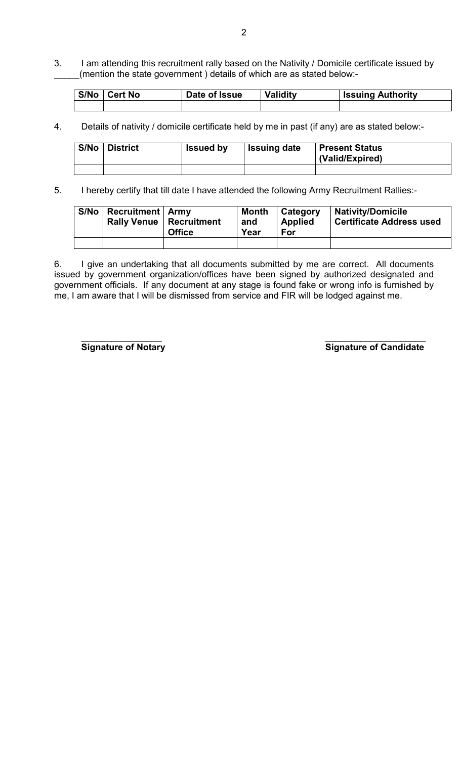3. I am attending this recruitment rally based on the Nativity / Domicile certificate issued by _____(mention the state government ) details of which are as stated below:-

| S/No | Cert No | Date of Issue | Validity | Issuing Authority |
|---|---|---|---|---|
| | | | | |

4. Details of nativity / domicile certificate held by me in past (if any) are as stated below:-

| S/No | District | Issued by | Issuing date | Present Status (Valid/Expired) |
|---|---|---|---|---|
| | | | | |

5. I hereby certify that till date I have attended the following Army Recruitment Rallies:-

| S/No | Recruitment Rally Venue | Army Recruitment Office | Month and Year | Category Applied For | Nativity/Domicile Certificate Address used |
|---|---|---|---|---|---|
| | | | | | |

6. I give an undertaking that all documents submitted by me are correct. All documents issued by government organization/offices have been signed by authorized designated and government officials. If any document at any stage is found fake or wrong info is furnished by me, I am aware that I will be dismissed from service and FIR will be lodged against me.

_________________ 
**Signature of Notary**

_____________________ 
**Signature of Candidate**